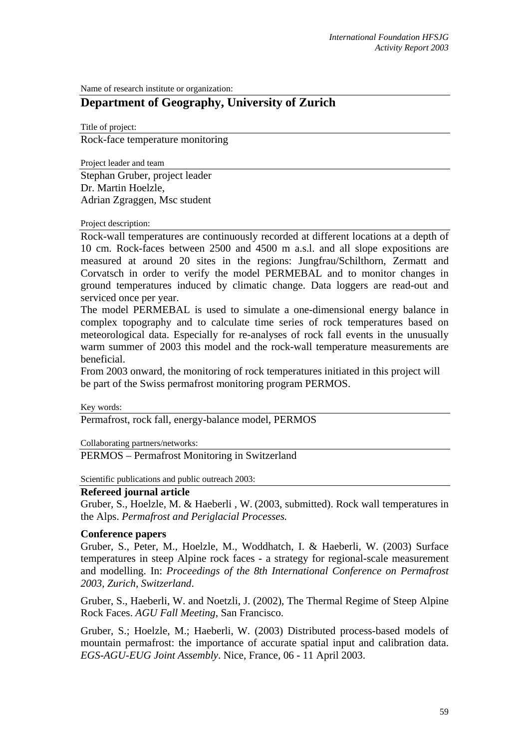Name of research institute or organization:

## Department of Geography, University of Zurich

Title of project:

Rock-face temperature monitoring

Project leader and team

Stephan Gruber, project leader
Dr. Martin Hoelzle,
Adrian Zgraggen, Msc student

Project description:

Rock-wall temperatures are continuously recorded at different locations at a depth of 10 cm. Rock-faces between 2500 and 4500 m a.s.l. and all slope expositions are measured at around 20 sites in the regions: Jungfrau/Schilthorn, Zermatt and Corvatsch in order to verify the model PERMEBAL and to monitor changes in ground temperatures induced by climatic change. Data loggers are read-out and serviced once per year.

The model PERMEBAL is used to simulate a one-dimensional energy balance in complex topography and to calculate time series of rock temperatures based on meteorological data. Especially for re-analyses of rock fall events in the unusually warm summer of 2003 this model and the rock-wall temperature measurements are beneficial.

From 2003 onward, the monitoring of rock temperatures initiated in this project will be part of the Swiss permafrost monitoring program PERMOS.

Key words:

Permafrost, rock fall, energy-balance model, PERMOS

Collaborating partners/networks:

PERMOS – Permafrost Monitoring in Switzerland

Scientific publications and public outreach 2003:

**Refereed journal article**

Gruber, S., Hoelzle, M. & Haeberli , W. (2003, submitted). Rock wall temperatures in the Alps. *Permafrost and Periglacial Processes.*

**Conference papers**

Gruber, S., Peter, M., Hoelzle, M., Woddhatch, I. & Haeberli, W. (2003) Surface temperatures in steep Alpine rock faces - a strategy for regional-scale measurement and modelling. In: *Proceedings of the 8th International Conference on Permafrost 2003, Zurich, Switzerland*.

Gruber, S., Haeberli, W. and Noetzli, J. (2002), The Thermal Regime of Steep Alpine Rock Faces. *AGU Fall Meeting*, San Francisco.

Gruber, S.; Hoelzle, M.; Haeberli, W. (2003) Distributed process-based models of mountain permafrost: the importance of accurate spatial input and calibration data. *EGS-AGU-EUG Joint Assembly*. Nice, France, 06 - 11 April 2003.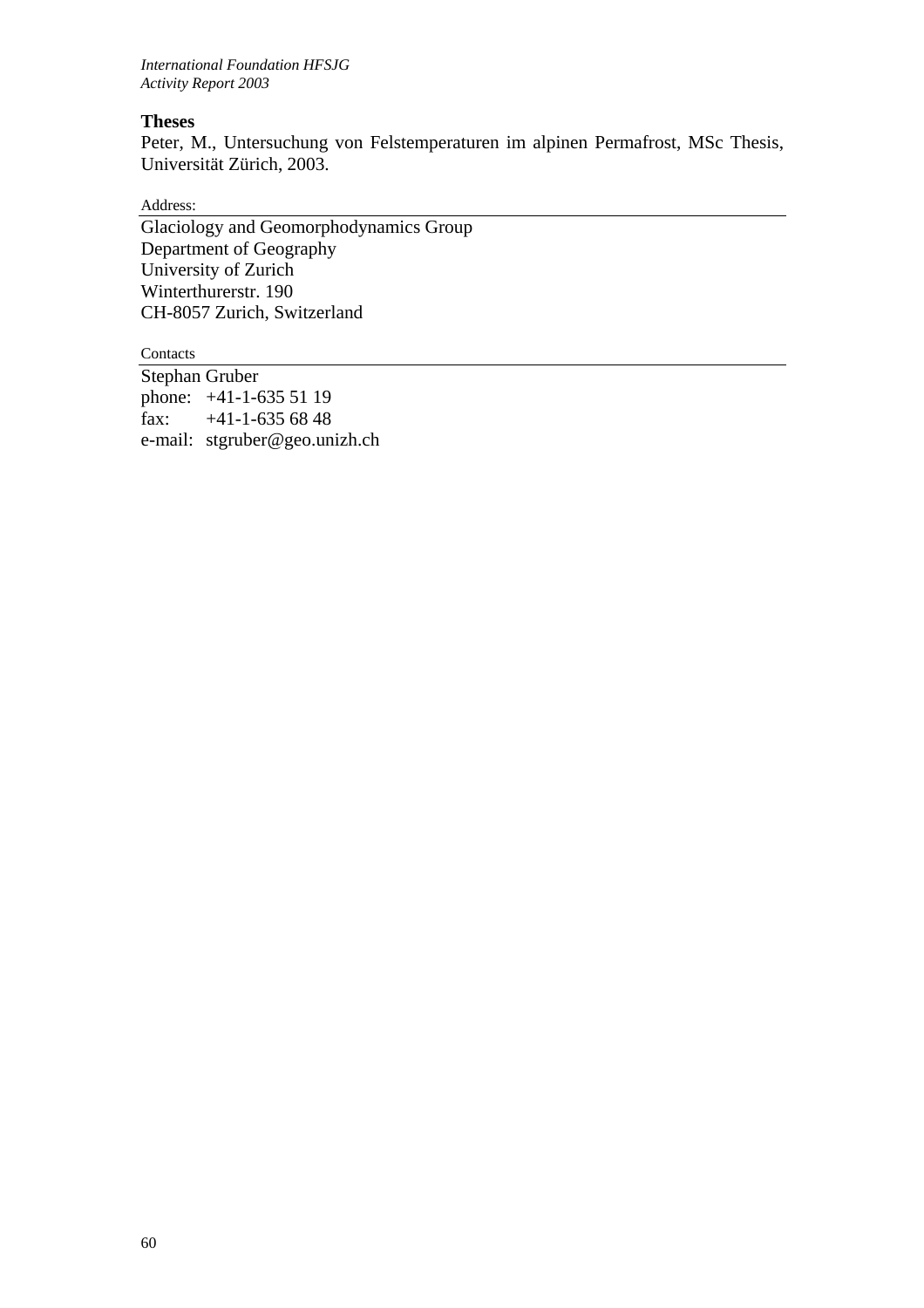### Theses

Peter, M., Untersuchung von Felstemperaturen im alpinen Permafrost, MSc Thesis, Universität Zürich, 2003.

Address:

Glaciology and Geomorphodynamics Group
Department of Geography
University of Zurich
Winterthurerstr. 190
CH-8057 Zurich, Switzerland

Contacts

Stephan Gruber
phone: +41-1-635 51 19
fax: +41-1-635 68 48
e-mail: stgruber@geo.unizh.ch